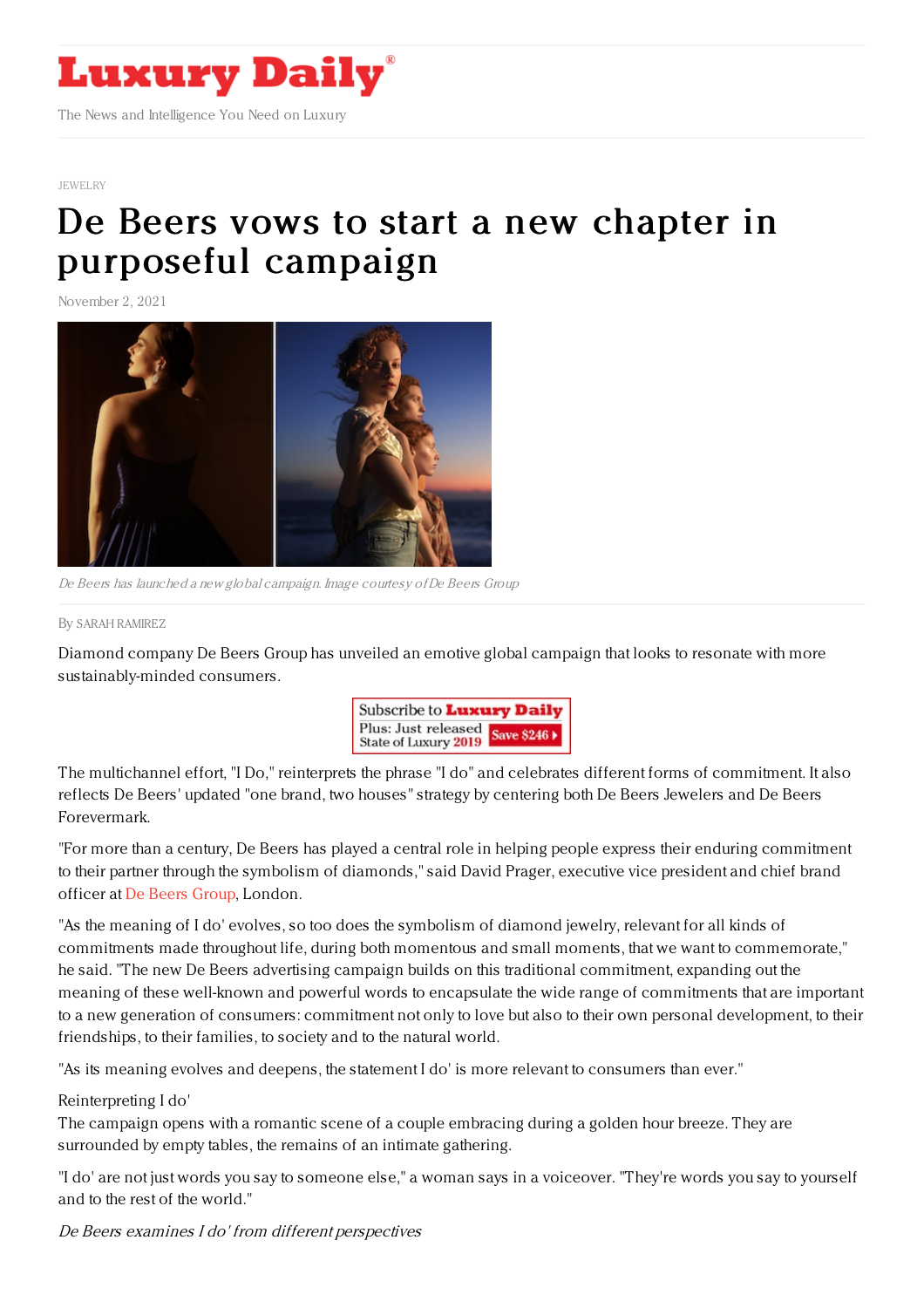JEWELRY

# De Beers vows to start a new chapter in purposeful campaign

November 2, 2021

*De Beers has launched a new global campaign. Image courtesy of De Beers Group*

By SARAH RAMIREZ

Diamond company De Beers Group has unveiled an emotive global campaign that looks to resonate with more sustainably-minded consumers.

The multichannel effort, "I Do," reinterprets the phrase "I do" and celebrates different forms of commitment. It also reflects De Beers' updated "one brand, two houses" strategy by centering both De Beers Jewelers and De Beers Forevermark.

"For more than a century, De Beers has played a central role in helping people express their enduring commitment to their partner through the symbolism of diamonds," said David Prager, executive vice president and chief brand officer at De Beers Group, London.

"As the meaning of I do' evolves, so too does the symbolism of diamond jewelry, relevant for all kinds of commitments made throughout life, during both momentous and small moments, that we want to commemorate," he said. "The new De Beers advertising campaign builds on this traditional commitment, expanding out the meaning of these well-known and powerful words to encapsulate the wide range of commitments that are important to a new generation of consumers: commitment not only to love but also to their own personal development, to their friendships, to their families, to society and to the natural world.

"As its meaning evolves and deepens, the statement I do' is more relevant to consumers than ever."

Reinterpreting I do'

The campaign opens with a romantic scene of a couple embracing during a golden hour breeze. They are surrounded by empty tables, the remains of an intimate gathering.

"I do' are not just words you say to someone else," a woman says in a voiceover. "They're words you say to yourself and to the rest of the world."

*De Beers examines I do' from different perspectives*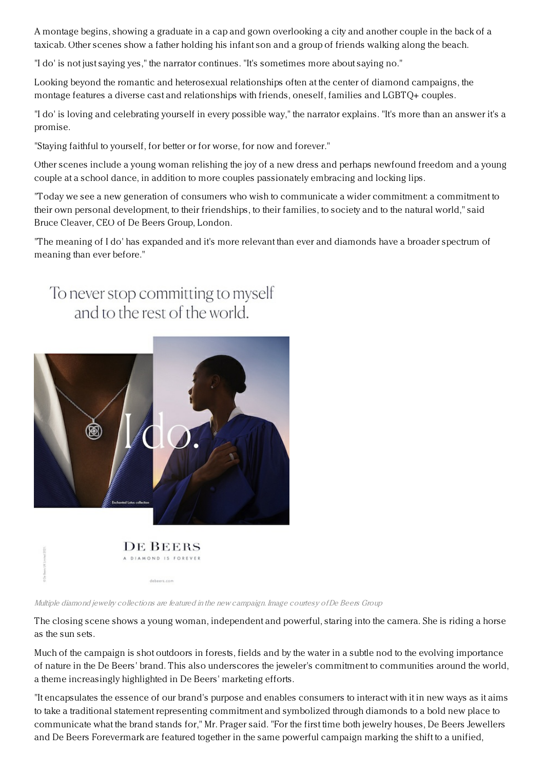A montage begins, showing a graduate in a cap and gown overlooking a city and another couple in the back of a taxicab. Other scenes show a father holding his infant son and a group of friends walking along the beach.

"I do' is not just saying yes," the narrator continues. "It's sometimes more about saying no."

Looking beyond the romantic and heterosexual relationships often at the center of diamond campaigns, the montage features a diverse cast and relationships with friends, oneself, families and LGBTQ+ couples.

"I do' is loving and celebrating yourself in every possible way," the narrator explains. "It's more than an answer it's a promise.

"Staying faithful to yourself, for better or for worse, for now and forever."

Other scenes include a young woman relishing the joy of a new dress and perhaps newfound freedom and a young couple at a school dance, in addition to more couples passionately embracing and locking lips.

"Today we see a new generation of consumers who wish to communicate a wider commitment: a commitment to their own personal development, to their friendships, to their families, to society and to the natural world," said Bruce Cleaver, CEO of De Beers Group, London.

"The meaning of I do' has expanded and it's more relevant than ever and diamonds have a broader spectrum of meaning than ever before."

*Multiple diamond jewelry collections are featured in the new campaign. Image courtesy of De Beers Group*

The closing scene shows a young woman, independent and powerful, staring into the camera. She is riding a horse as the sun sets.

Much of the campaign is shot outdoors in forests, fields and by the water in a subtle nod to the evolving importance of nature in the De Beers' brand. This also underscores the jeweler's commitment to communities around the world, a theme increasingly highlighted in De Beers' marketing efforts.

"It encapsulates the essence of our brand's purpose and enables consumers to interact with it in new ways as it aims to take a traditional statement representing commitment and symbolized through diamonds to a bold new place to communicate what the brand stands for," Mr. Prager said. "For the first time both jewelry houses, De Beers Jewellers and De Beers Forevermark are featured together in the same powerful campaign marking the shift to a unified,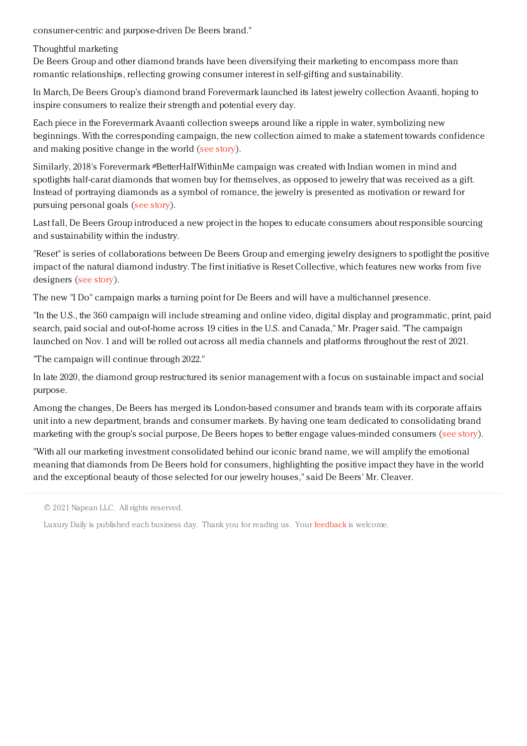consumer-centric and purpose-driven De Beers brand."

## Thoughtful marketing

De Beers Group and other diamond brands have been diversifying their marketing to encompass more than romantic relationships, reflecting growing consumer interest in self-gifting and sustainability.

In March, De Beers Group's diamond brand Forevermark launched its latest jewelry collection Avaanti, hoping to inspire consumers to realize their strength and potential every day.

Each piece in the Forevermark Avaanti collection sweeps around like a ripple in water, symbolizing new beginnings. With the corresponding campaign, the new collection aimed to make a statement towards confidence and making positive change in the world (see story).

Similarly, 2018's Forevermark #BetterHalfWithinMe campaign was created with Indian women in mind and spotlights half-carat diamonds that women buy for themselves, as opposed to jewelry that was received as a gift. Instead of portraying diamonds as a symbol of romance, the jewelry is presented as motivation or reward for pursuing personal goals (see story).

Last fall, De Beers Group introduced a new project in the hopes to educate consumers about responsible sourcing and sustainability within the industry.

"Reset" is series of collaborations between De Beers Group and emerging jewelry designers to spotlight the positive impact of the natural diamond industry. The first initiative is Reset Collective, which features new works from five designers (see story).

The new "I Do" campaign marks a turning point for De Beers and will have a multichannel presence.

"In the U.S., the 360 campaign will include streaming and online video, digital display and programmatic, print, paid search, paid social and out-of-home across 19 cities in the U.S. and Canada," Mr. Prager said. "The campaign launched on Nov. 1 and will be rolled out across all media channels and platforms throughout the rest of 2021.

"The campaign will continue through 2022."

In late 2020, the diamond group restructured its senior management with a focus on sustainable impact and social purpose.

Among the changes, De Beers has merged its London-based consumer and brands team with its corporate affairs unit into a new department, brands and consumer markets. By having one team dedicated to consolidating brand marketing with the group's social purpose, De Beers hopes to better engage values-minded consumers (see story).

"With all our marketing investment consolidated behind our iconic brand name, we will amplify the emotional meaning that diamonds from De Beers hold for consumers, highlighting the positive impact they have in the world and the exceptional beauty of those selected for our jewelry houses," said De Beers' Mr. Cleaver.

© 2021 Napean LLC. All rights reserved.

Luxury Daily is published each business day. Thank you for reading us. Your feedback is welcome.